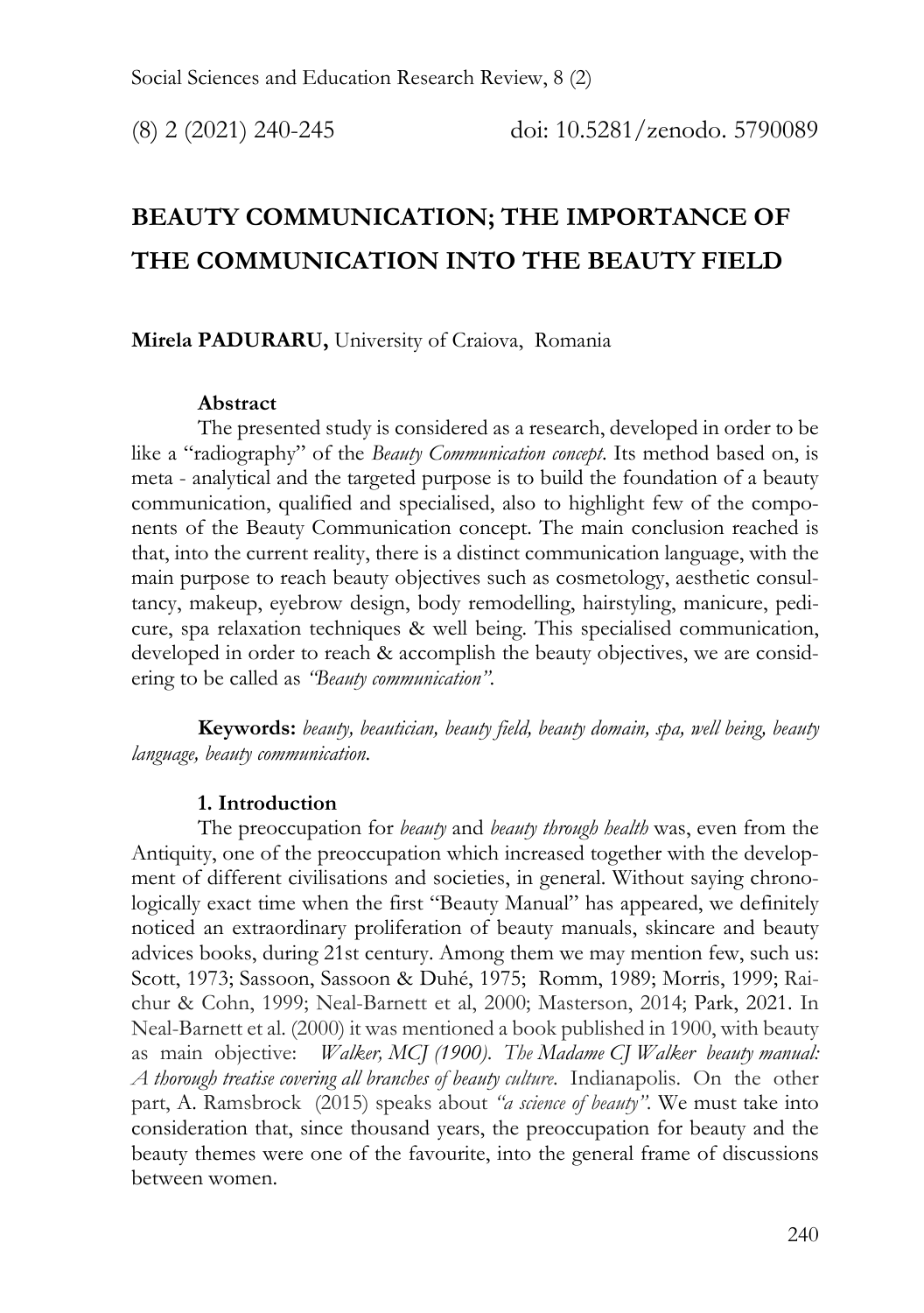# BEAUTY COMMUNICATION; THE IMPORTANCE OF THE COMMUNICATION INTO THE BEAUTY FIELD

**Mirela PADURARU,** University of Craiova, Romania

**Abstract**

The presented study is considered as a research, developed in order to be like a "radiography" of the *Beauty Communication concept*. Its method based on, is meta - analytical and the targeted purpose is to build the foundation of a beauty communication, qualified and specialised, also to highlight few of the components of the Beauty Communication concept. The main conclusion reached is that, into the current reality, there is a distinct communication language, with the main purpose to reach beauty objectives such as cosmetology, aesthetic consultancy, makeup, eyebrow design, body remodelling, hairstyling, manicure, pedicure, spa relaxation techniques & well being. This specialised communication, developed in order to reach & accomplish the beauty objectives, we are considering to be called as *"Beauty communication"*.

**Keywords:** *beauty, beautician, beauty field, beauty domain, spa, well being, beauty language, beauty communication.*

## 1. Introduction

The preoccupation for *beauty* and *beauty through health* was, even from the Antiquity, one of the preoccupation which increased together with the development of different civilisations and societies, in general. Without saying chronologically exact time when the first "Beauty Manual" has appeared, we definitely noticed an extraordinary proliferation of beauty manuals, skincare and beauty advices books, during 21st century. Among them we may mention few, such us: Scott, 1973; Sassoon, Sassoon & Duhé, 1975; Romm, 1989; Morris, 1999; Raichur & Cohn, 1999; Neal-Barnett et al, 2000; Masterson, 2014; Park, 2021. In Neal-Barnett et al. (2000) it was mentioned a book published in 1900, with beauty as main objective: *Walker, MCJ (1900). The Madame CJ Walker beauty manual: A thorough treatise covering all branches of beauty culture.* Indianapolis. On the other part, A. Ramsbrock (2015) speaks about *"a science of beauty"*. We must take into consideration that, since thousand years, the preoccupation for beauty and the beauty themes were one of the favourite, into the general frame of discussions between women.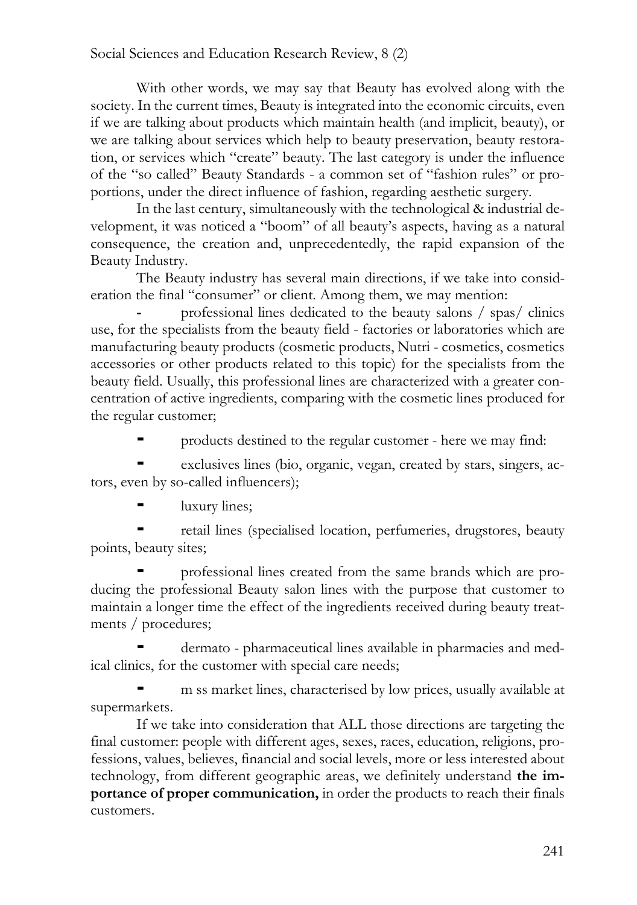With other words, we may say that Beauty has evolved along with the society. In the current times, Beauty is integrated into the economic circuits, even if we are talking about products which maintain health (and implicit, beauty), or we are talking about services which help to beauty preservation, beauty restoration, or services which "create" beauty. The last category is under the influence of the "so called" Beauty Standards - a common set of "fashion rules" or proportions, under the direct influence of fashion, regarding aesthetic surgery.

In the last century, simultaneously with the technological & industrial development, it was noticed a "boom" of all beauty's aspects, having as a natural consequence, the creation and, unprecedentedly, the rapid expansion of the Beauty Industry.

The Beauty industry has several main directions, if we take into consideration the final "consumer" or client. Among them, we may mention:

- professional lines dedicated to the beauty salons / spas/ clinics use, for the specialists from the beauty field - factories or laboratories which are manufacturing beauty products (cosmetic products, Nutri - cosmetics, cosmetics accessories or other products related to this topic) for the specialists from the beauty field. Usually, this professional lines are characterized with a greater concentration of active ingredients, comparing with the cosmetic lines produced for the regular customer;
- products destined to the regular customer - here we may find:
- exclusives lines (bio, organic, vegan, created by stars, singers, actors, even by so-called influencers);
- luxury lines;
- retail lines (specialised location, perfumeries, drugstores, beauty points, beauty sites;
- professional lines created from the same brands which are producing the professional Beauty salon lines with the purpose that customer to maintain a longer time the effect of the ingredients received during beauty treatments / procedures;
- dermato - pharmaceutical lines available in pharmacies and medical clinics, for the customer with special care needs;
- m ss market lines, characterised by low prices, usually available at supermarkets.

If we take into consideration that ALL those directions are targeting the final customer: people with different ages, sexes, races, education, religions, professions, values, believes, financial and social levels, more or less interested about technology, from different geographic areas, we definitely understand **the importance of proper communication,** in order the products to reach their finals customers.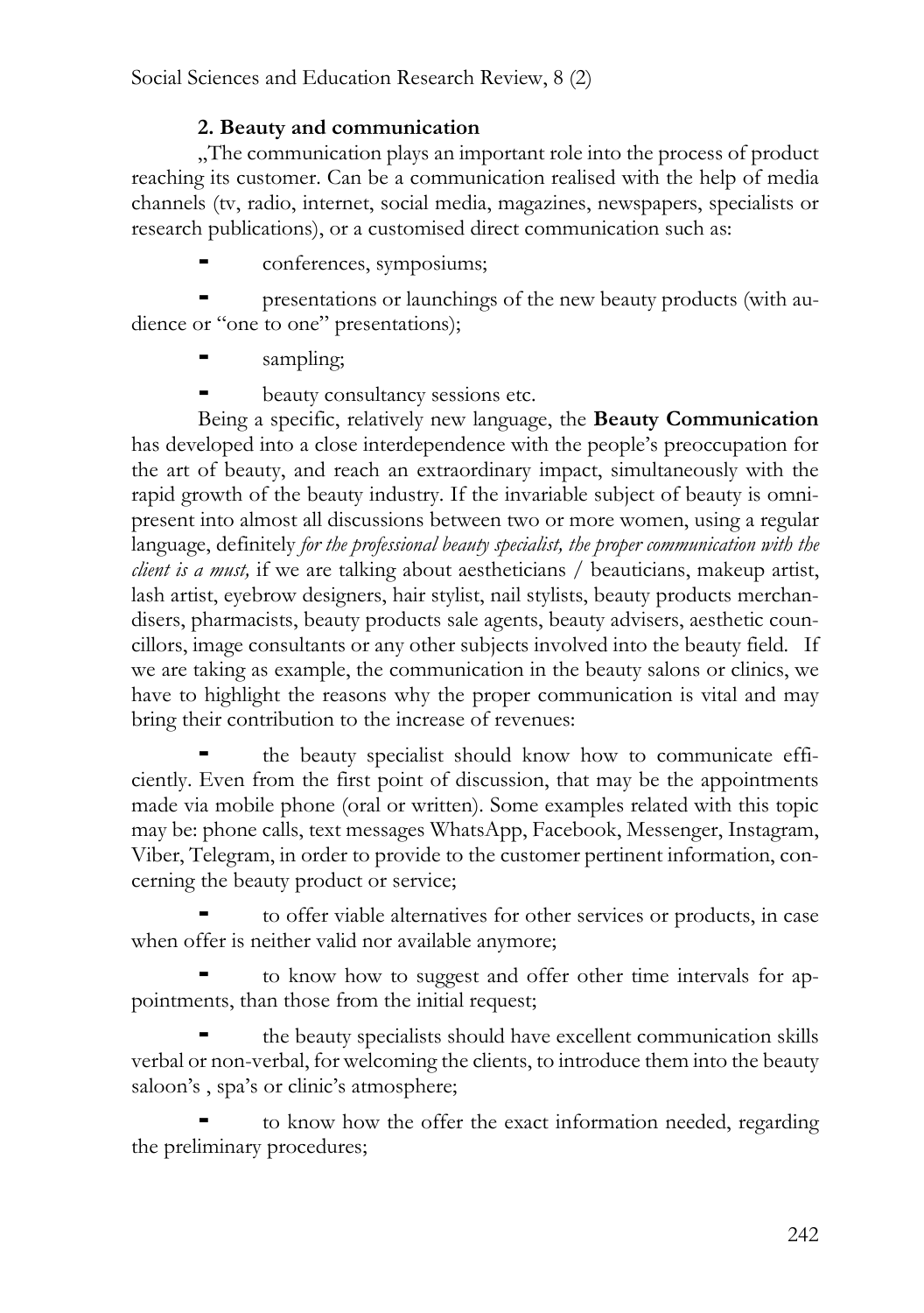### 2. Beauty and communication

„The communication plays an important role into the process of product reaching its customer. Can be a communication realised with the help of media channels (tv, radio, internet, social media, magazines, newspapers, specialists or research publications), or a customised direct communication such as:

- conferences, symposiums;
- presentations or launchings of the new beauty products (with audience or "one to one" presentations);
- sampling;
- beauty consultancy sessions etc.

Being a specific, relatively new language, the **Beauty Communication** has developed into a close interdependence with the people's preoccupation for the art of beauty, and reach an extraordinary impact, simultaneously with the rapid growth of the beauty industry. If the invariable subject of beauty is omnipresent into almost all discussions between two or more women, using a regular language, definitely *for the professional beauty specialist, the proper communication with the client is a must,* if we are talking about aestheticians / beauticians, makeup artist, lash artist, eyebrow designers, hair stylist, nail stylists, beauty products merchandisers, pharmacists, beauty products sale agents, beauty advisers, aesthetic councillors, image consultants or any other subjects involved into the beauty field. If we are taking as example, the communication in the beauty salons or clinics, we have to highlight the reasons why the proper communication is vital and may bring their contribution to the increase of revenues:

- the beauty specialist should know how to communicate efficiently. Even from the first point of discussion, that may be the appointments made via mobile phone (oral or written). Some examples related with this topic may be: phone calls, text messages WhatsApp, Facebook, Messenger, Instagram, Viber, Telegram, in order to provide to the customer pertinent information, concerning the beauty product or service;
- to offer viable alternatives for other services or products, in case when offer is neither valid nor available anymore;
- to know how to suggest and offer other time intervals for appointments, than those from the initial request;
- the beauty specialists should have excellent communication skills verbal or non-verbal, for welcoming the clients, to introduce them into the beauty saloon's , spa's or clinic's atmosphere;
- to know how the offer the exact information needed, regarding the preliminary procedures;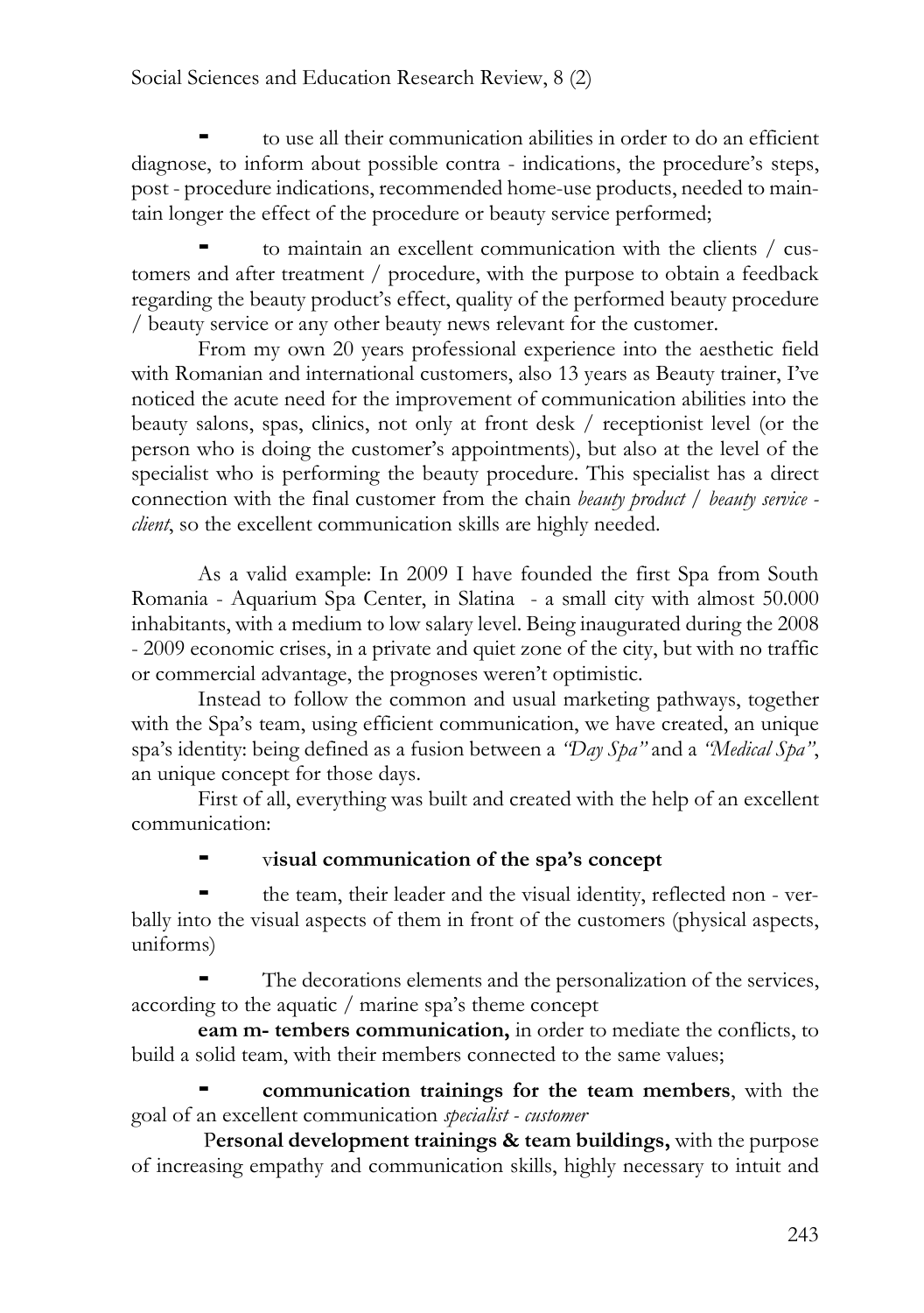- to use all their communication abilities in order to do an efficient diagnose, to inform about possible contra - indications, the procedure's steps, post - procedure indications, recommended home-use products, needed to maintain longer the effect of the procedure or beauty service performed;
- to maintain an excellent communication with the clients / customers and after treatment / procedure, with the purpose to obtain a feedback regarding the beauty product's effect, quality of the performed beauty procedure / beauty service or any other beauty news relevant for the customer.

From my own 20 years professional experience into the aesthetic field with Romanian and international customers, also 13 years as Beauty trainer, I've noticed the acute need for the improvement of communication abilities into the beauty salons, spas, clinics, not only at front desk / receptionist level (or the person who is doing the customer's appointments), but also at the level of the specialist who is performing the beauty procedure. This specialist has a direct connection with the final customer from the chain *beauty product / beauty service - client*, so the excellent communication skills are highly needed.

As a valid example: In 2009 I have founded the first Spa from South Romania - Aquarium Spa Center, in Slatina - a small city with almost 50.000 inhabitants, with a medium to low salary level. Being inaugurated during the 2008 - 2009 economic crises, in a private and quiet zone of the city, but with no traffic or commercial advantage, the prognoses weren't optimistic.

Instead to follow the common and usual marketing pathways, together with the Spa's team, using efficient communication, we have created, an unique spa's identity: being defined as a fusion between a *"Day Spa"* and a *"Medical Spa"*, an unique concept for those days.

First of all, everything was built and created with the help of an excellent communication:

- v**isual communication of the spa's concept**
- the team, their leader and the visual identity, reflected non - verbally into the visual aspects of them in front of the customers (physical aspects, uniforms)
- The decorations elements and the personalization of the services, according to the aquatic / marine spa's theme concept

**eam m- tembers communication,** in order to mediate the conflicts, to build a solid team, with their members connected to the same values;

- **communication trainings for the team members**, with the goal of an excellent communication *specialist - customer*

P**ersonal development trainings & team buildings,** with the purpose of increasing empathy and communication skills, highly necessary to intuit and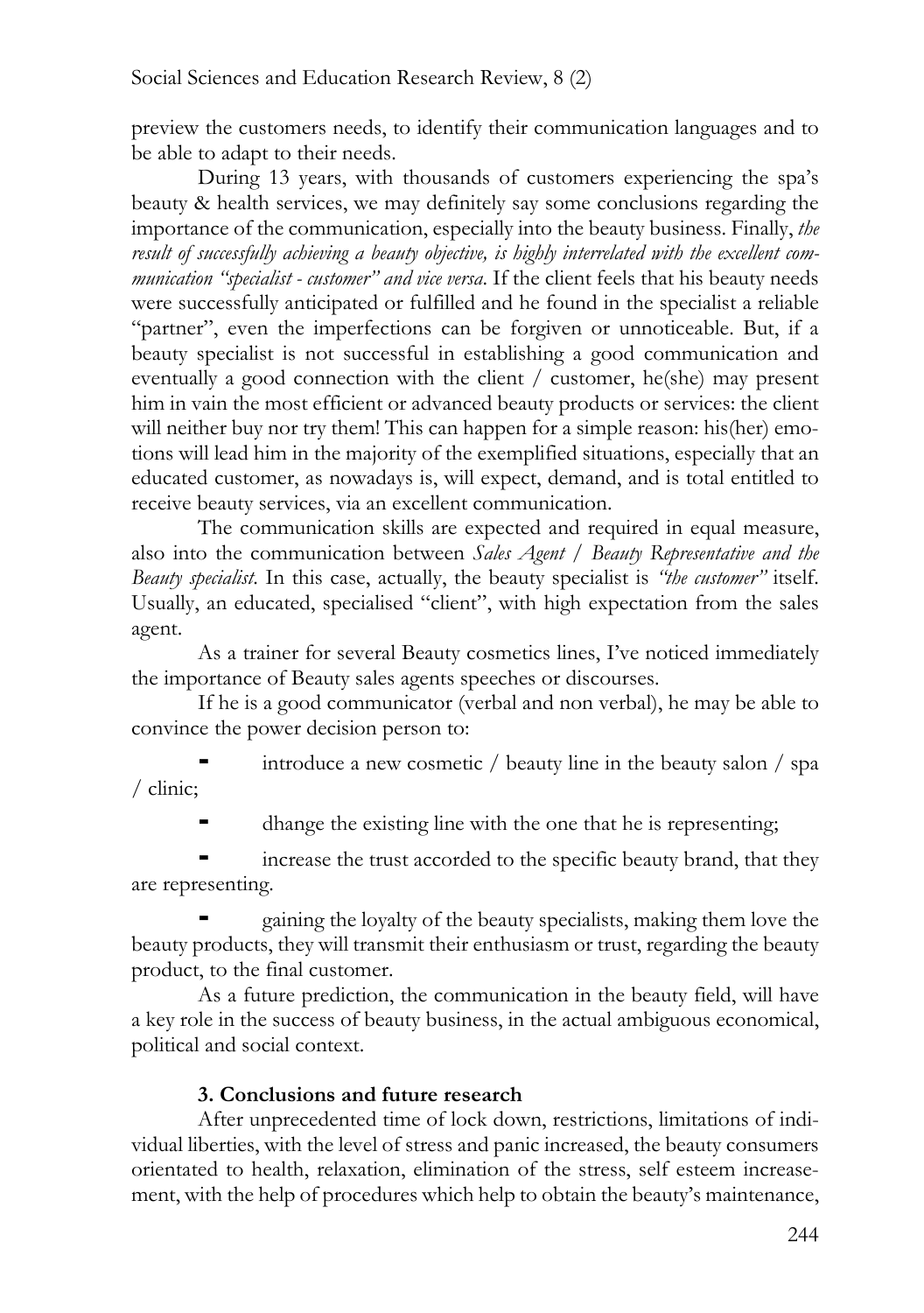preview the customers needs, to identify their communication languages and to be able to adapt to their needs.

During 13 years, with thousands of customers experiencing the spa's beauty & health services, we may definitely say some conclusions regarding the importance of the communication, especially into the beauty business. Finally, *the result of successfully achieving a beauty objective, is highly interrelated with the excellent communication "specialist - customer" and vice versa.* If the client feels that his beauty needs were successfully anticipated or fulfilled and he found in the specialist a reliable "partner", even the imperfections can be forgiven or unnoticeable. But, if a beauty specialist is not successful in establishing a good communication and eventually a good connection with the client / customer, he(she) may present him in vain the most efficient or advanced beauty products or services: the client will neither buy nor try them! This can happen for a simple reason: his(her) emotions will lead him in the majority of the exemplified situations, especially that an educated customer, as nowadays is, will expect, demand, and is total entitled to receive beauty services, via an excellent communication.

The communication skills are expected and required in equal measure, also into the communication between *Sales Agent / Beauty Representative and the Beauty specialist.* In this case, actually, the beauty specialist is *"the customer"* itself. Usually, an educated, specialised "client", with high expectation from the sales agent.

As a trainer for several Beauty cosmetics lines, I've noticed immediately the importance of Beauty sales agents speeches or discourses.

If he is a good communicator (verbal and non verbal), he may be able to convince the power decision person to:

- introduce a new cosmetic / beauty line in the beauty salon / spa / clinic;
- dhange the existing line with the one that he is representing;
- increase the trust accorded to the specific beauty brand, that they are representing.
- gaining the loyalty of the beauty specialists, making them love the beauty products, they will transmit their enthusiasm or trust, regarding the beauty product, to the final customer.

As a future prediction, the communication in the beauty field, will have a key role in the success of beauty business, in the actual ambiguous economical, political and social context.

## 3. Conclusions and future research

After unprecedented time of lock down, restrictions, limitations of individual liberties, with the level of stress and panic increased, the beauty consumers orientated to health, relaxation, elimination of the stress, self esteem increasement, with the help of procedures which help to obtain the beauty's maintenance,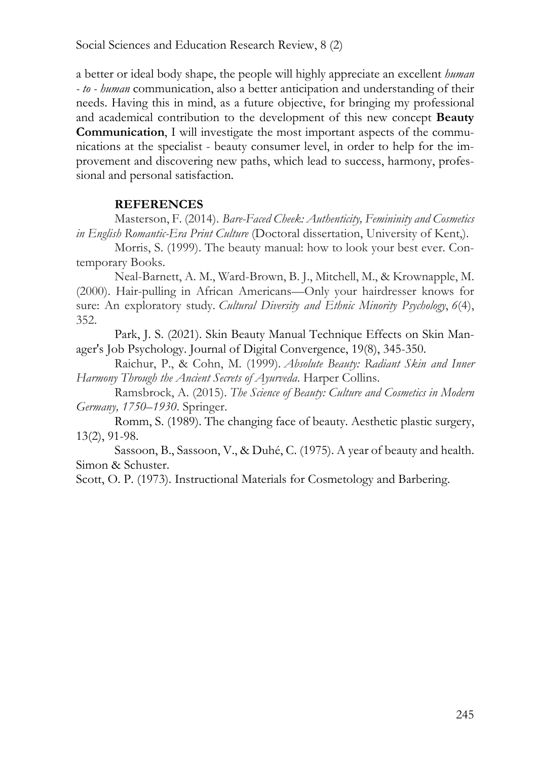a better or ideal body shape, the people will highly appreciate an excellent *human - to - human* communication, also a better anticipation and understanding of their needs. Having this in mind, as a future objective, for bringing my professional and academical contribution to the development of this new concept **Beauty Communication**, I will investigate the most important aspects of the communications at the specialist - beauty consumer level, in order to help for the improvement and discovering new paths, which lead to success, harmony, professional and personal satisfaction.

## REFERENCES

Masterson, F. (2014). *Bare-Faced Cheek: Authenticity, Femininity and Cosmetics in English Romantic-Era Print Culture* (Doctoral dissertation, University of Kent,).

Morris, S. (1999). The beauty manual: how to look your best ever. Contemporary Books.

Neal-Barnett, A. M., Ward-Brown, B. J., Mitchell, M., & Krownapple, M. (2000). Hair-pulling in African Americans—Only your hairdresser knows for sure: An exploratory study. *Cultural Diversity and Ethnic Minority Psychology*, *6*(4), 352.

Park, J. S. (2021). Skin Beauty Manual Technique Effects on Skin Manager's Job Psychology. Journal of Digital Convergence, 19(8), 345-350.

Raichur, P., & Cohn, M. (1999). *Absolute Beauty: Radiant Skin and Inner Harmony Through the Ancient Secrets of Ayurveda.* Harper Collins.

Ramsbrock, A. (2015). *The Science of Beauty: Culture and Cosmetics in Modern Germany, 1750–1930*. Springer.

Romm, S. (1989). The changing face of beauty. Aesthetic plastic surgery, 13(2), 91-98.

Sassoon, B., Sassoon, V., & Duhé, C. (1975). A year of beauty and health. Simon & Schuster.

Scott, O. P. (1973). Instructional Materials for Cosmetology and Barbering.